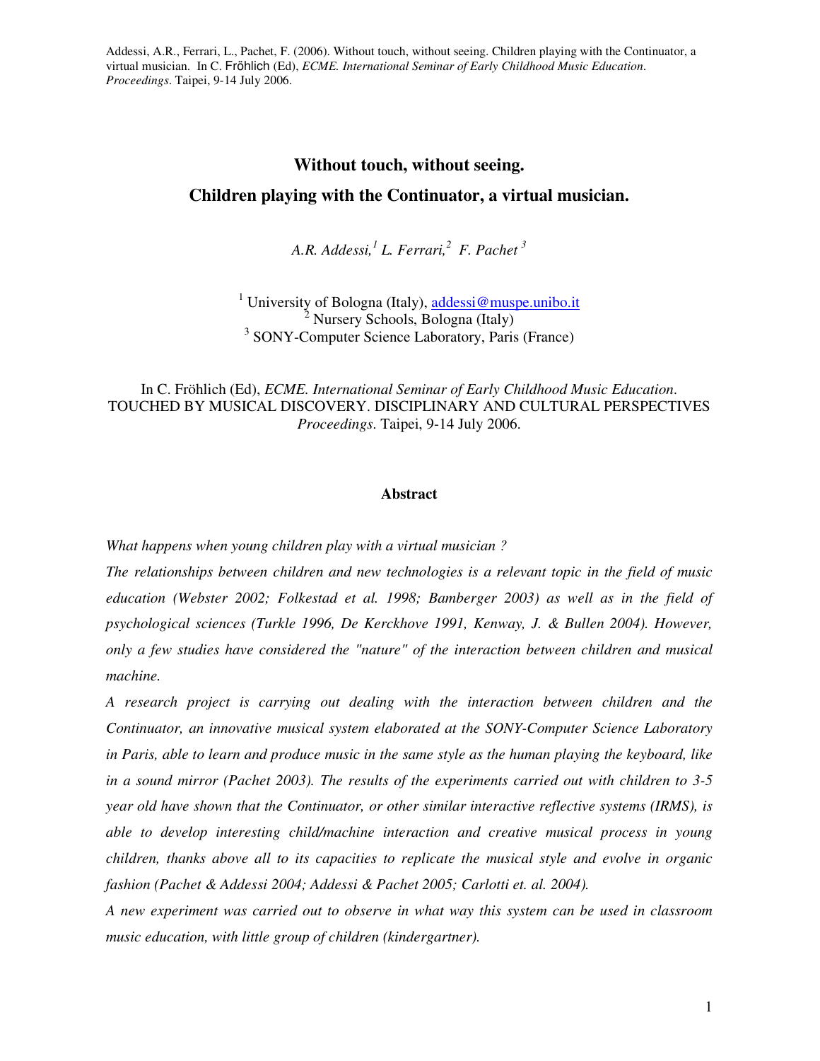Addessi, A.R., Ferrari, L., Pachet, F. (2006). Without touch, without seeing. Children playing with the Continuator, a virtual musician. In C. Fröhlich (Ed), *ECME. International Seminar of Early Childhood Music Education. Proceedings*. Taipei, 9-14 July 2006.

# Without touch, without seeing.
# Children playing with the Continuator, a virtual musician.

*A.R. Addessi,[1] L. Ferrari,[2] F. Pachet [3]*

[1] University of Bologna (Italy), addessi@muspe.unibo.it
[2] Nursery Schools, Bologna (Italy)
[3] SONY-Computer Science Laboratory, Paris (France)

In C. Fröhlich (Ed), *ECME. International Seminar of Early Childhood Music Education*. TOUCHED BY MUSICAL DISCOVERY. DISCIPLINARY AND CULTURAL PERSPECTIVES *Proceedings*. Taipei, 9-14 July 2006.

## Abstract

*What happens when young children play with a virtual musician ?*

*The relationships between children and new technologies is a relevant topic in the field of music education (Webster 2002; Folkestad et al. 1998; Bamberger 2003) as well as in the field of psychological sciences (Turkle 1996, De Kerckhove 1991, Kenway, J. & Bullen 2004). However, only a few studies have considered the "nature" of the interaction between children and musical machine.*

*A research project is carrying out dealing with the interaction between children and the Continuator, an innovative musical system elaborated at the SONY-Computer Science Laboratory in Paris, able to learn and produce music in the same style as the human playing the keyboard, like in a sound mirror (Pachet 2003). The results of the experiments carried out with children to 3-5 year old have shown that the Continuator, or other similar interactive reflective systems (IRMS), is able to develop interesting child/machine interaction and creative musical process in young children, thanks above all to its capacities to replicate the musical style and evolve in organic fashion (Pachet & Addessi 2004; Addessi & Pachet 2005; Carlotti et. al. 2004).*

*A new experiment was carried out to observe in what way this system can be used in classroom music education, with little group of children (kindergartner).*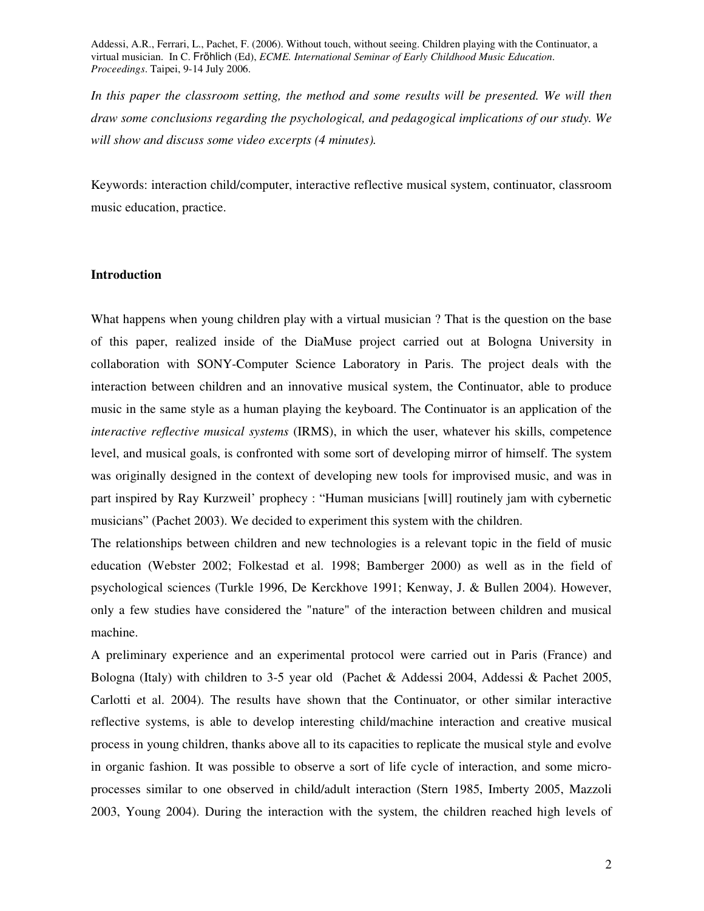*In this paper the classroom setting, the method and some results will be presented. We will then draw some conclusions regarding the psychological, and pedagogical implications of our study. We will show and discuss some video excerpts (4 minutes).*

Keywords: interaction child/computer, interactive reflective musical system, continuator, classroom music education, practice.

**Introduction**

What happens when young children play with a virtual musician ? That is the question on the base of this paper, realized inside of the DiaMuse project carried out at Bologna University in collaboration with SONY-Computer Science Laboratory in Paris. The project deals with the interaction between children and an innovative musical system, the Continuator, able to produce music in the same style as a human playing the keyboard. The Continuator is an application of the *interactive reflective musical systems* (IRMS), in which the user, whatever his skills, competence level, and musical goals, is confronted with some sort of developing mirror of himself. The system was originally designed in the context of developing new tools for improvised music, and was in part inspired by Ray Kurzweil' prophecy : "Human musicians [will] routinely jam with cybernetic musicians" (Pachet 2003). We decided to experiment this system with the children.

The relationships between children and new technologies is a relevant topic in the field of music education (Webster 2002; Folkestad et al. 1998; Bamberger 2000) as well as in the field of psychological sciences (Turkle 1996, De Kerckhove 1991; Kenway, J. & Bullen 2004). However, only a few studies have considered the "nature" of the interaction between children and musical machine.

A preliminary experience and an experimental protocol were carried out in Paris (France) and Bologna (Italy) with children to 3-5 year old (Pachet & Addessi 2004, Addessi & Pachet 2005, Carlotti et al. 2004). The results have shown that the Continuator, or other similar interactive reflective systems, is able to develop interesting child/machine interaction and creative musical process in young children, thanks above all to its capacities to replicate the musical style and evolve in organic fashion. It was possible to observe a sort of life cycle of interaction, and some micro-processes similar to one observed in child/adult interaction (Stern 1985, Imberty 2005, Mazzoli 2003, Young 2004). During the interaction with the system, the children reached high levels of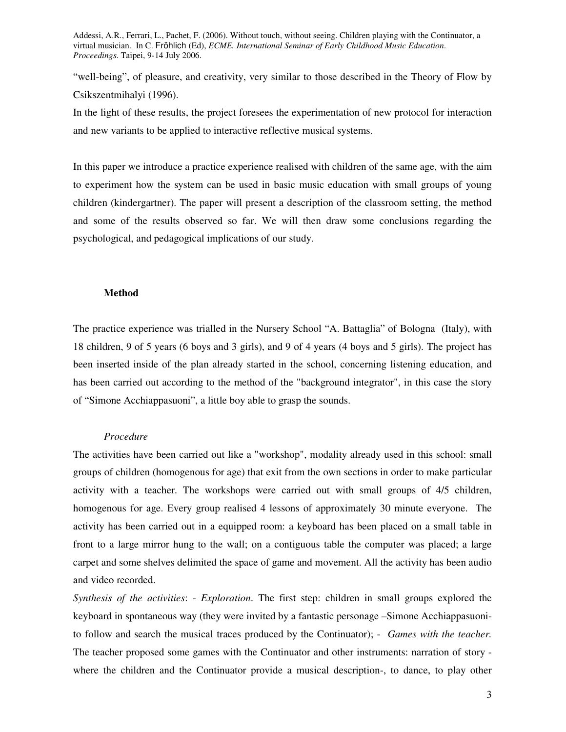"well-being", of pleasure, and creativity, very similar to those described in the Theory of Flow by Csikszentmihalyi (1996).

In the light of these results, the project foresees the experimentation of new protocol for interaction and new variants to be applied to interactive reflective musical systems.

In this paper we introduce a practice experience realised with children of the same age, with the aim to experiment how the system can be used in basic music education with small groups of young children (kindergartner). The paper will present a description of the classroom setting, the method and some of the results observed so far. We will then draw some conclusions regarding the psychological, and pedagogical implications of our study.

## Method

The practice experience was trialled in the Nursery School "A. Battaglia" of Bologna (Italy), with 18 children, 9 of 5 years (6 boys and 3 girls), and 9 of 4 years (4 boys and 5 girls). The project has been inserted inside of the plan already started in the school, concerning listening education, and has been carried out according to the method of the "background integrator", in this case the story of "Simone Acchiappasuoni", a little boy able to grasp the sounds.

### *Procedure*

The activities have been carried out like a "workshop", modality already used in this school: small groups of children (homogenous for age) that exit from the own sections in order to make particular activity with a teacher. The workshops were carried out with small groups of 4/5 children, homogenous for age. Every group realised 4 lessons of approximately 30 minute everyone. The activity has been carried out in a equipped room: a keyboard has been placed on a small table in front to a large mirror hung to the wall; on a contiguous table the computer was placed; a large carpet and some shelves delimited the space of game and movement. All the activity has been audio and video recorded.

*Synthesis of the activities*: - *Exploration*. The first step: children in small groups explored the keyboard in spontaneous way (they were invited by a fantastic personage –Simone Acchiappasuoni- to follow and search the musical traces produced by the Continuator); - *Games with the teacher*. The teacher proposed some games with the Continuator and other instruments: narration of story - where the children and the Continuator provide a musical description-, to dance, to play other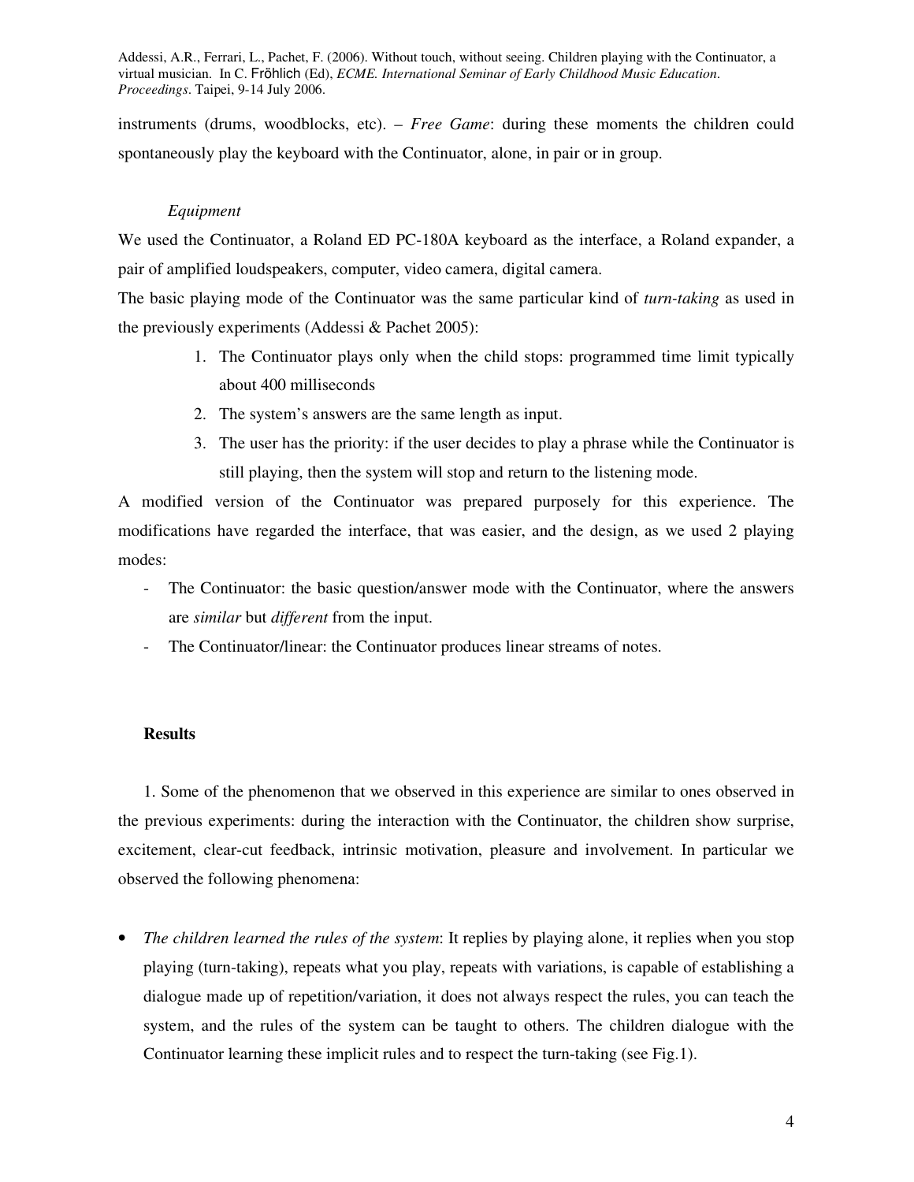instruments (drums, woodblocks, etc). – *Free Game*: during these moments the children could spontaneously play the keyboard with the Continuator, alone, in pair or in group.

*Equipment*

We used the Continuator, a Roland ED PC-180A keyboard as the interface, a Roland expander, a pair of amplified loudspeakers, computer, video camera, digital camera.

The basic playing mode of the Continuator was the same particular kind of *turn-taking* as used in the previously experiments (Addessi & Pachet 2005):

1. The Continuator plays only when the child stops: programmed time limit typically about 400 milliseconds
2. The system's answers are the same length as input.
3. The user has the priority: if the user decides to play a phrase while the Continuator is still playing, then the system will stop and return to the listening mode.

A modified version of the Continuator was prepared purposely for this experience. The modifications have regarded the interface, that was easier, and the design, as we used 2 playing modes:

- The Continuator: the basic question/answer mode with the Continuator, where the answers are *similar* but *different* from the input.
- The Continuator/linear: the Continuator produces linear streams of notes.

**Results**

1. Some of the phenomenon that we observed in this experience are similar to ones observed in the previous experiments: during the interaction with the Continuator, the children show surprise, excitement, clear-cut feedback, intrinsic motivation, pleasure and involvement. In particular we observed the following phenomena:

- *The children learned the rules of the system*: It replies by playing alone, it replies when you stop playing (turn-taking), repeats what you play, repeats with variations, is capable of establishing a dialogue made up of repetition/variation, it does not always respect the rules, you can teach the system, and the rules of the system can be taught to others. The children dialogue with the Continuator learning these implicit rules and to respect the turn-taking (see Fig.1).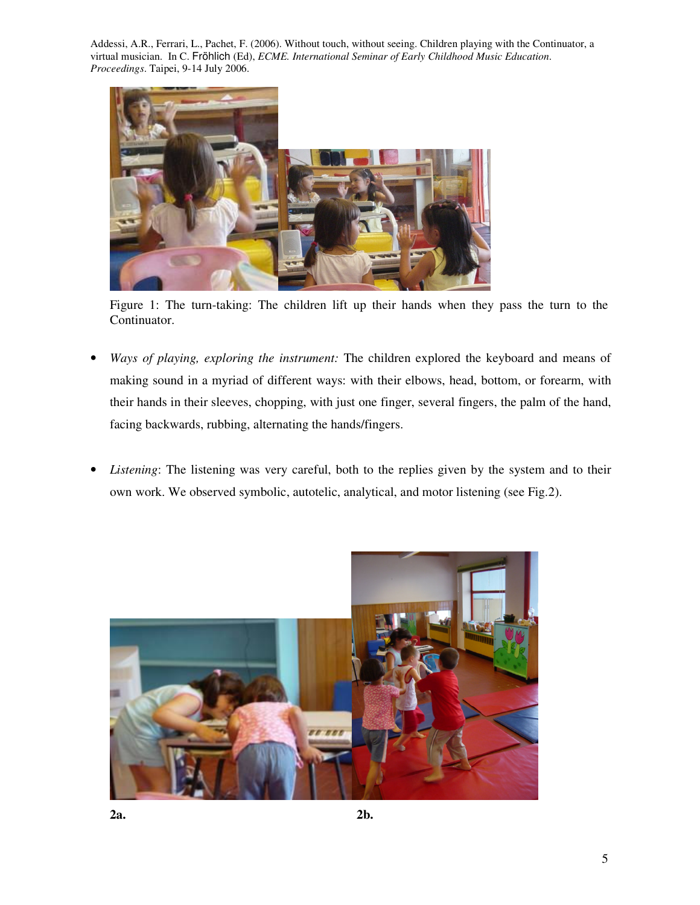Figure 1: The turn-taking: The children lift up their hands when they pass the turn to the Continuator.

- *Ways of playing, exploring the instrument:* The children explored the keyboard and means of making sound in a myriad of different ways: with their elbows, head, bottom, or forearm, with their hands in their sleeves, chopping, with just one finger, several fingers, the palm of the hand, facing backwards, rubbing, alternating the hands/fingers.

- *Listening*: The listening was very careful, both to the replies given by the system and to their own work. We observed symbolic, autotelic, analytical, and motor listening (see Fig.2).

**2a.** **2b.**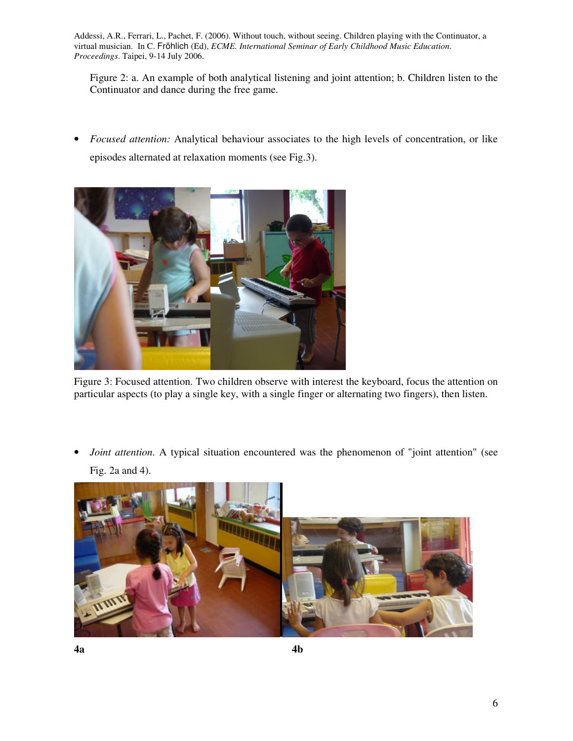Figure 2: a. An example of both analytical listening and joint attention; b. Children listen to the Continuator and dance during the free game.

- *Focused attention:* Analytical behaviour associates to the high levels of concentration, or like episodes alternated at relaxation moments (see Fig.3).

Figure 3: Focused attention. Two children observe with interest the keyboard, focus the attention on particular aspects (to play a single key, with a single finger or alternating two fingers), then listen.

- *Joint attention.* A typical situation encountered was the phenomenon of "joint attention" (see Fig. 2a and 4).

**4a** **4b**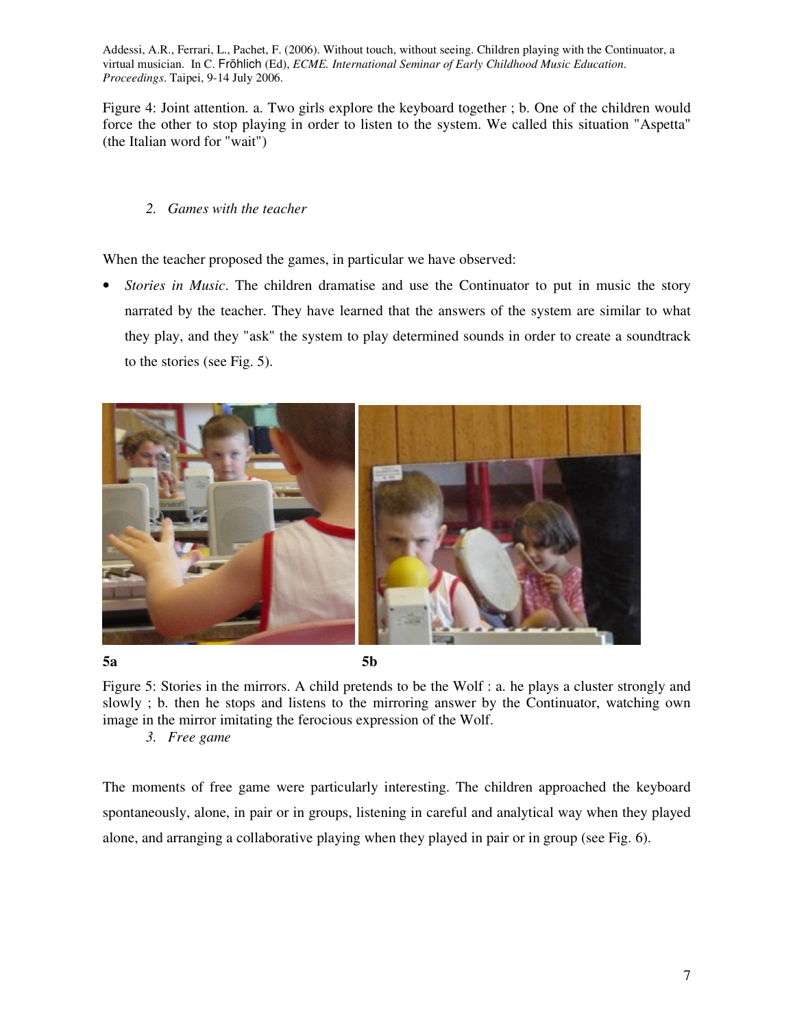Figure 4: Joint attention. a. Two girls explore the keyboard together ; b. One of the children would force the other to stop playing in order to listen to the system. We called this situation "Aspetta" (the Italian word for "wait")

## 2. *Games with the teacher*

When the teacher proposed the games, in particular we have observed:

- *Stories in Music*. The children dramatise and use the Continuator to put in music the story narrated by the teacher. They have learned that the answers of the system are similar to what they play, and they "ask" the system to play determined sounds in order to create a soundtrack to the stories (see Fig. 5).

**5a** **5b**

Figure 5: Stories in the mirrors. A child pretends to be the Wolf : a. he plays a cluster strongly and slowly ; b. then he stops and listens to the mirroring answer by the Continuator, watching own image in the mirror imitating the ferocious expression of the Wolf.

## 3. *Free game*

The moments of free game were particularly interesting. The children approached the keyboard spontaneously, alone, in pair or in groups, listening in careful and analytical way when they played alone, and arranging a collaborative playing when they played in pair or in group (see Fig. 6).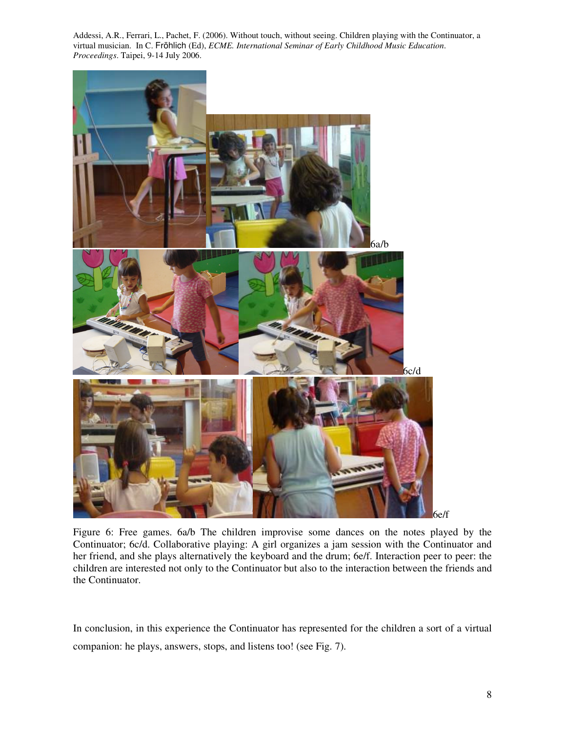6a/b

6c/d

6e/f

Figure 6: Free games. 6a/b The children improvise some dances on the notes played by the Continuator; 6c/d. Collaborative playing: A girl organizes a jam session with the Continuator and her friend, and she plays alternatively the keyboard and the drum; 6e/f. Interaction peer to peer: the children are interested not only to the Continuator but also to the interaction between the friends and the Continuator.

In conclusion, in this experience the Continuator has represented for the children a sort of a virtual companion: he plays, answers, stops, and listens too! (see Fig. 7).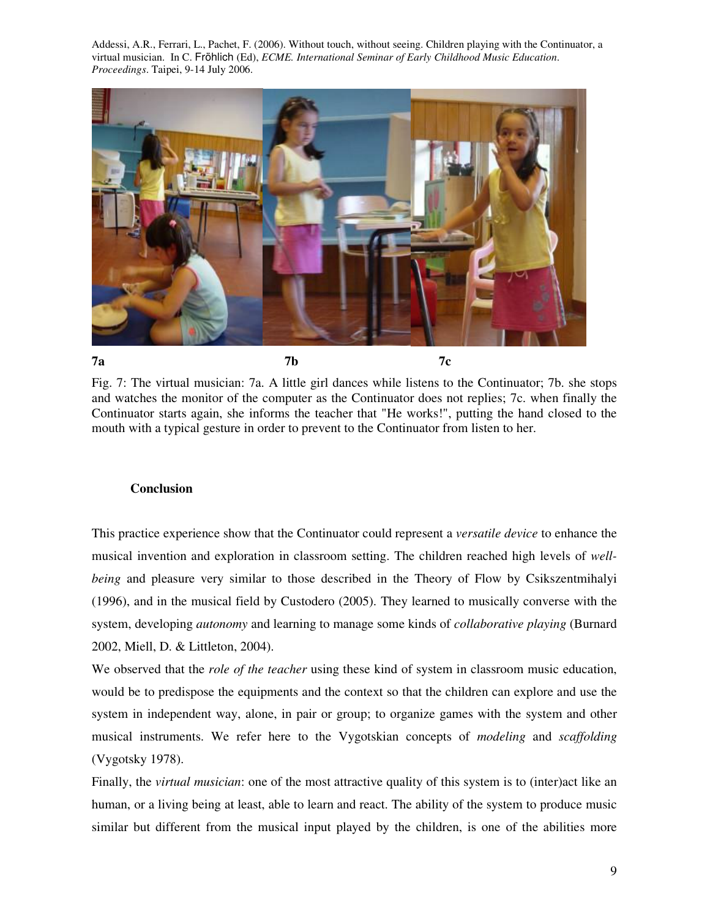7a 7b 7c

Fig. 7: The virtual musician: 7a. A little girl dances while listens to the Continuator; 7b. she stops and watches the monitor of the computer as the Continuator does not replies; 7c. when finally the Continuator starts again, she informs the teacher that "He works!", putting the hand closed to the mouth with a typical gesture in order to prevent to the Continuator from listen to her.

## Conclusion

This practice experience show that the Continuator could represent a *versatile device* to enhance the musical invention and exploration in classroom setting. The children reached high levels of *well-being* and pleasure very similar to those described in the Theory of Flow by Csikszentmihalyi (1996), and in the musical field by Custodero (2005). They learned to musically converse with the system, developing *autonomy* and learning to manage some kinds of *collaborative playing* (Burnard 2002, Miell, D. & Littleton, 2004).

We observed that the *role of the teacher* using these kind of system in classroom music education, would be to predispose the equipments and the context so that the children can explore and use the system in independent way, alone, in pair or group; to organize games with the system and other musical instruments. We refer here to the Vygotskian concepts of *modeling* and *scaffolding* (Vygotsky 1978).

Finally, the *virtual musician*: one of the most attractive quality of this system is to (inter)act like an human, or a living being at least, able to learn and react. The ability of the system to produce music similar but different from the musical input played by the children, is one of the abilities more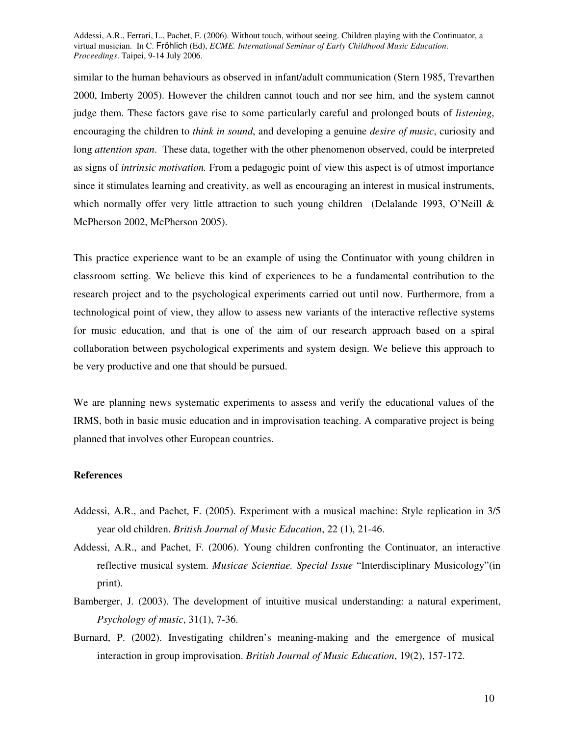similar to the human behaviours as observed in infant/adult communication (Stern 1985, Trevarthen 2000, Imberty 2005). However the children cannot touch and nor see him, and the system cannot judge them. These factors gave rise to some particularly careful and prolonged bouts of *listening*, encouraging the children to *think in sound*, and developing a genuine *desire of music*, curiosity and long *attention span*. These data, together with the other phenomenon observed, could be interpreted as signs of *intrinsic motivation.* From a pedagogic point of view this aspect is of utmost importance since it stimulates learning and creativity, as well as encouraging an interest in musical instruments, which normally offer very little attraction to such young children (Delalande 1993, O'Neill & McPherson 2002, McPherson 2005).

This practice experience want to be an example of using the Continuator with young children in classroom setting. We believe this kind of experiences to be a fundamental contribution to the research project and to the psychological experiments carried out until now. Furthermore, from a technological point of view, they allow to assess new variants of the interactive reflective systems for music education, and that is one of the aim of our research approach based on a spiral collaboration between psychological experiments and system design. We believe this approach to be very productive and one that should be pursued.

We are planning news systematic experiments to assess and verify the educational values of the IRMS, both in basic music education and in improvisation teaching. A comparative project is being planned that involves other European countries.

**References**

Addessi, A.R., and Pachet, F. (2005). Experiment with a musical machine: Style replication in 3/5 year old children. *British Journal of Music Education*, 22 (1), 21-46.

Addessi, A.R., and Pachet, F. (2006). Young children confronting the Continuator, an interactive reflective musical system. *Musicae Scientiae. Special Issue* "Interdisciplinary Musicology"(in print).

Bamberger, J. (2003). The development of intuitive musical understanding: a natural experiment, *Psychology of music*, 31(1), 7-36.

Burnard, P. (2002). Investigating children's meaning-making and the emergence of musical interaction in group improvisation. *British Journal of Music Education*, 19(2), 157-172.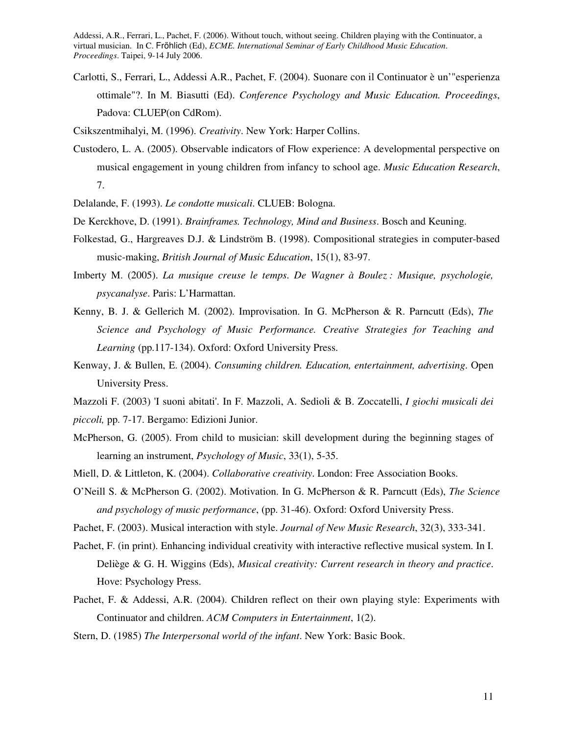Carlotti, S., Ferrari, L., Addessi A.R., Pachet, F. (2004). Suonare con il Continuator è un'"esperienza ottimale"?. In M. Biasutti (Ed). *Conference Psychology and Music Education. Proceedings*, Padova: CLUEP(on CdRom).

Csikszentmihalyi, M. (1996). *Creativity*. New York: Harper Collins.

Custodero, L. A. (2005). Observable indicators of Flow experience: A developmental perspective on musical engagement in young children from infancy to school age. *Music Education Research*, 7.

Delalande, F. (1993). *Le condotte musicali*. CLUEB: Bologna.

De Kerckhove, D. (1991). *Brainframes. Technology, Mind and Business*. Bosch and Keuning.

Folkestad, G., Hargreaves D.J. & Lindström B. (1998). Compositional strategies in computer-based music-making, *British Journal of Music Education*, 15(1), 83-97.

Imberty M. (2005). *La musique creuse le temps. De Wagner à Boulez : Musique, psychologie, psycanalyse*. Paris: L'Harmattan.

Kenny, B. J. & Gellerich M. (2002). Improvisation. In G. McPherson & R. Parncutt (Eds), *The Science and Psychology of Music Performance. Creative Strategies for Teaching and Learning* (pp.117-134). Oxford: Oxford University Press.

Kenway, J. & Bullen, E. (2004). *Consuming children. Education, entertainment, advertising*. Open University Press.

Mazzoli F. (2003) 'I suoni abitati'. In F. Mazzoli, A. Sedioli & B. Zoccatelli, *I giochi musicali dei piccoli,* pp. 7-17. Bergamo: Edizioni Junior.

McPherson, G. (2005). From child to musician: skill development during the beginning stages of learning an instrument, *Psychology of Music*, 33(1), 5-35.

Miell, D. & Littleton, K. (2004). *Collaborative creativity*. London: Free Association Books.

O'Neill S. & McPherson G. (2002). Motivation. In G. McPherson & R. Parncutt (Eds), *The Science and psychology of music performance*, (pp. 31-46). Oxford: Oxford University Press.

Pachet, F. (2003). Musical interaction with style. *Journal of New Music Research*, 32(3), 333-341.

Pachet, F. (in print). Enhancing individual creativity with interactive reflective musical system. In I. Deliège & G. H. Wiggins (Eds), *Musical creativity: Current research in theory and practice*. Hove: Psychology Press.

Pachet, F. & Addessi, A.R. (2004). Children reflect on their own playing style: Experiments with Continuator and children. *ACM Computers in Entertainment*, 1(2).

Stern, D. (1985) *The Interpersonal world of the infant*. New York: Basic Book.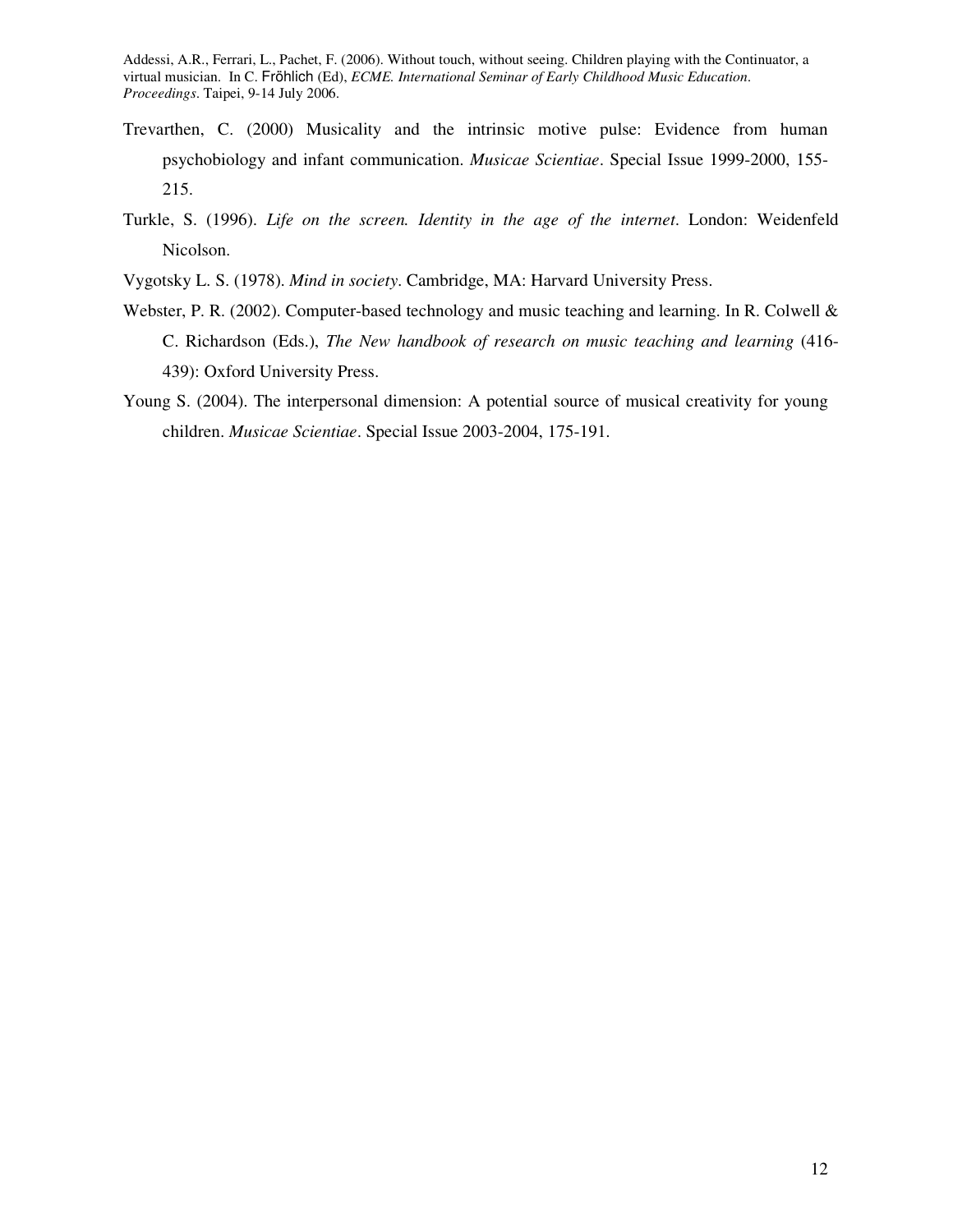Trevarthen, C. (2000) Musicality and the intrinsic motive pulse: Evidence from human psychobiology and infant communication. *Musicae Scientiae*. Special Issue 1999-2000, 155-215.

Turkle, S. (1996). *Life on the screen. Identity in the age of the internet*. London: Weidenfeld Nicolson.

Vygotsky L. S. (1978). *Mind in society*. Cambridge, MA: Harvard University Press.

Webster, P. R. (2002). Computer-based technology and music teaching and learning. In R. Colwell & C. Richardson (Eds.), *The New handbook of research on music teaching and learning* (416-439): Oxford University Press.

Young S. (2004). The interpersonal dimension: A potential source of musical creativity for young children. *Musicae Scientiae*. Special Issue 2003-2004, 175-191.